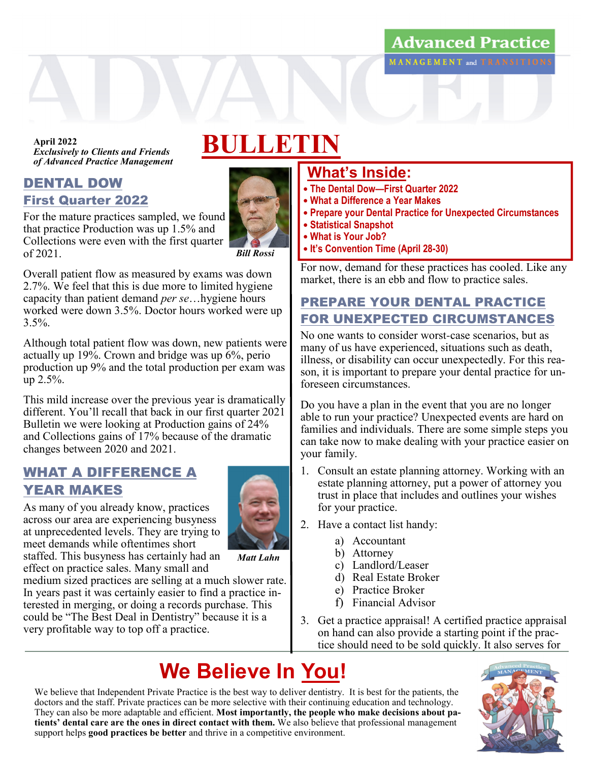Advanced Practice

MANAGEMENT and TRANSITIONS

**April 2022**
***Exclusively to Clients and Friends of Advanced Practice Management***

# BULLETIN

## What's Inside:

- The Dental Dow—First Quarter 2022
- What a Difference a Year Makes
- Prepare your Dental Practice for Unexpected Circumstances
- Statistical Snapshot
- What is Your Job?
- It's Convention Time (April 28-30)

## DENTAL DOW First Quarter 2022

*Bill Rossi*

For the mature practices sampled, we found that practice Production was up 1.5% and Collections were even with the first quarter of 2021.

Overall patient flow as measured by exams was down 2.7%. We feel that this is due more to limited hygiene capacity than patient demand *per se*…hygiene hours worked were down 3.5%. Doctor hours worked were up 3.5%.

Although total patient flow was down, new patients were actually up 19%. Crown and bridge was up 6%, perio production up 9% and the total production per exam was up 2.5%.

This mild increase over the previous year is dramatically different. You'll recall that back in our first quarter 2021 Bulletin we were looking at Production gains of 24% and Collections gains of 17% because of the dramatic changes between 2020 and 2021.

## WHAT A DIFFERENCE A YEAR MAKES

*Matt Lahn*

As many of you already know, practices across our area are experiencing busyness at unprecedented levels. They are trying to meet demands while oftentimes short staffed. This busyness has certainly had an effect on practice sales. Many small and medium sized practices are selling at a much slower rate. In years past it was certainly easier to find a practice interested in merging, or doing a records purchase. This could be "The Best Deal in Dentistry" because it is a very profitable way to top off a practice.

For now, demand for these practices has cooled. Like any market, there is an ebb and flow to practice sales.

## PREPARE YOUR DENTAL PRACTICE FOR UNEXPECTED CIRCUMSTANCES

No one wants to consider worst-case scenarios, but as many of us have experienced, situations such as death, illness, or disability can occur unexpectedly. For this reason, it is important to prepare your dental practice for unforeseen circumstances.

Do you have a plan in the event that you are no longer able to run your practice? Unexpected events are hard on families and individuals. There are some simple steps you can take now to make dealing with your practice easier on your family.

1. Consult an estate planning attorney. Working with an estate planning attorney, put a power of attorney you trust in place that includes and outlines your wishes for your practice.
2. Have a contact list handy:
   a) Accountant
   b) Attorney
   c) Landlord/Leaser
   d) Real Estate Broker
   e) Practice Broker
   f) Financial Advisor
3. Get a practice appraisal! A certified practice appraisal on hand can also provide a starting point if the practice should need to be sold quickly. It also serves for

## We Believe In You!

We believe that Independent Private Practice is the best way to deliver dentistry. It is best for the patients, the doctors and the staff. Private practices can be more selective with their continuing education and technology. They can also be more adaptable and efficient. **Most importantly, the people who make decisions about patients' dental care are the ones in direct contact with them.** We also believe that professional management support helps **good practices be better** and thrive in a competitive environment.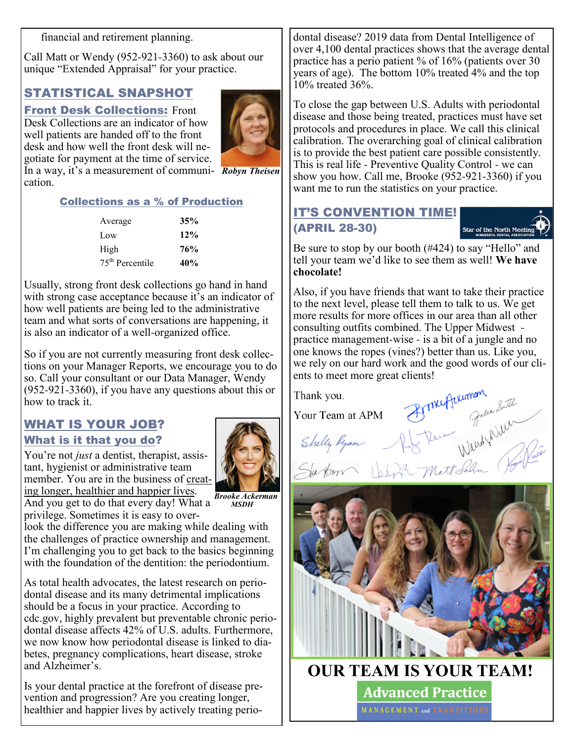financial and retirement planning.

Call Matt or Wendy (952-921-3360) to ask about our unique "Extended Appraisal" for your practice.

## STATISTICAL SNAPSHOT

### Front Desk Collections:

Front Desk Collections are an indicator of how well patients are handed off to the front desk and how well the front desk will negotiate for payment at the time of service. In a way, it's a measurement of communication.

*Robyn Theisen*

#### Collections as a % of Production

| | |
|---|---|
| Average | **35%** |
| Low | **12%** |
| High | **76%** |
| 75th Percentile | **40%** |

Usually, strong front desk collections go hand in hand with strong case acceptance because it's an indicator of how well patients are being led to the administrative team and what sorts of conversations are happening, it is also an indicator of a well-organized office.

So if you are not currently measuring front desk collections on your Manager Reports, we encourage you to do so. Call your consultant or our Data Manager, Wendy (952-921-3360), if you have any questions about this or how to track it.

## WHAT IS YOUR JOB?

### What is it that you do?

*Brooke Ackerman MSDH*

You're not *just* a dentist, therapist, assistant, hygienist or administrative team member. You are in the business of creating longer, healthier and happier lives. And you get to do that every day! What a privilege. Sometimes it is easy to overlook the difference you are making while dealing with the challenges of practice ownership and management. I'm challenging you to get back to the basics beginning with the foundation of the dentition: the periodontium.

As total health advocates, the latest research on periodontal disease and its many detrimental implications should be a focus in your practice. According to cdc.gov, highly prevalent but preventable chronic periodontal disease affects 42% of U.S. adults. Furthermore, we now know how periodontal disease is linked to diabetes, pregnancy complications, heart disease, stroke and Alzheimer's.

Is your dental practice at the forefront of disease prevention and progression? Are you creating longer, healthier and happier lives by actively treating periodontal disease? 2019 data from Dental Intelligence of over 4,100 dental practices shows that the average dental practice has a perio patient % of 16% (patients over 30 years of age). The bottom 10% treated 4% and the top 10% treated 36%.

To close the gap between U.S. Adults with periodontal disease and those being treated, practices must have set protocols and procedures in place. We call this clinical calibration. The overarching goal of clinical calibration is to provide the best patient care possible consistently. This is real life - Preventive Quality Control - we can show you how. Call me, Brooke (952-921-3360) if you want me to run the statistics on your practice.

## IT'S CONVENTION TIME! (APRIL 28-30)

Star of the North Meeting — Minnesota Dental Association

Be sure to stop by our booth (#424) to say "Hello" and tell your team we'd like to see them as well! **We have chocolate!**

Also, if you have friends that want to take their practice to the next level, please tell them to talk to us. We get more results for more offices in our area than all other consulting outfits combined. The Upper Midwest - practice management-wise - is a bit of a jungle and no one knows the ropes (vines?) better than us. Like you, we rely on our hard work and the good words of our clients to meet more great clients!

Thank you.

Your Team at APM

# OUR TEAM IS YOUR TEAM!

**Advanced Practice**
MANAGEMENT and TRANSITIONS